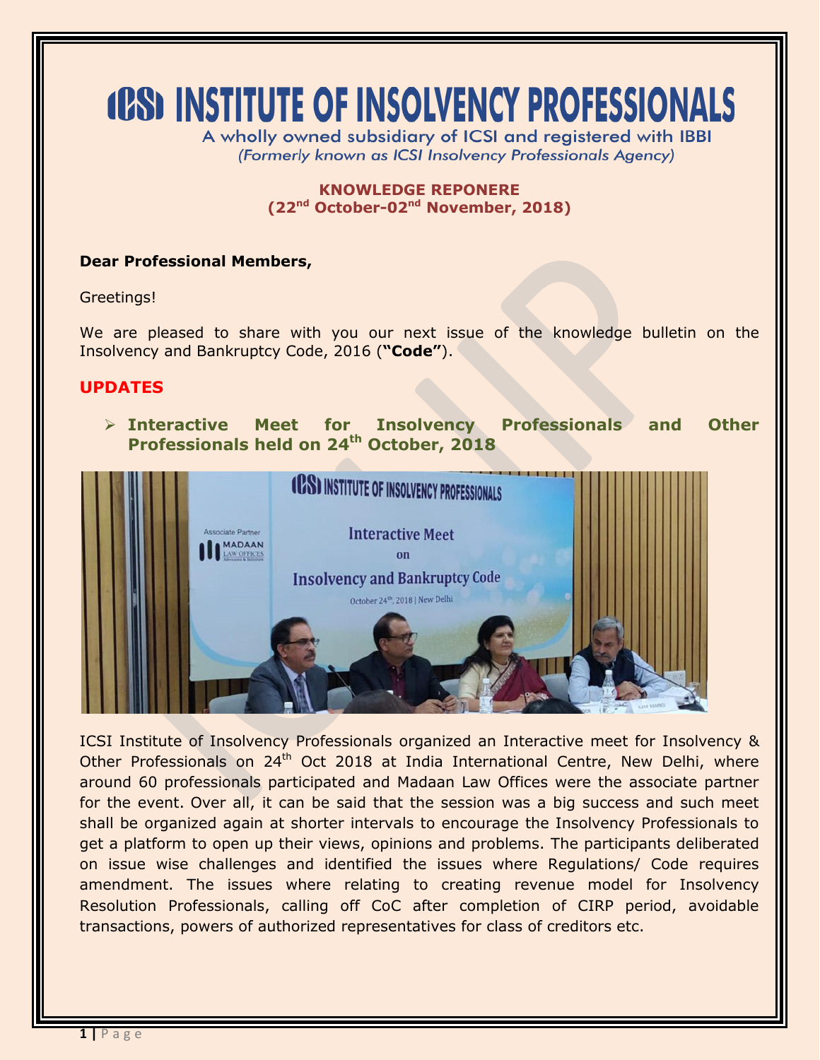# ICSI INSTITUTE OF INSOLVENCY PROFESSIONALS

A wholly owned subsidiary of ICSI and registered with IBBI
*(Formerly known as ICSI Insolvency Professionals Agency)*

**KNOWLEDGE REPONERE**
**(22nd October-02nd November, 2018)**

**Dear Professional Members,**

Greetings!

We are pleased to share with you our next issue of the knowledge bulletin on the Insolvency and Bankruptcy Code, 2016 (**"Code"**).

## UPDATES

- **Interactive Meet for Insolvency Professionals and Other Professionals held on 24th October, 2018**

ICSI Institute of Insolvency Professionals organized an Interactive meet for Insolvency & Other Professionals on 24th Oct 2018 at India International Centre, New Delhi, where around 60 professionals participated and Madaan Law Offices were the associate partner for the event. Over all, it can be said that the session was a big success and such meet shall be organized again at shorter intervals to encourage the Insolvency Professionals to get a platform to open up their views, opinions and problems. The participants deliberated on issue wise challenges and identified the issues where Regulations/ Code requires amendment. The issues where relating to creating revenue model for Insolvency Resolution Professionals, calling off CoC after completion of CIRP period, avoidable transactions, powers of authorized representatives for class of creditors etc.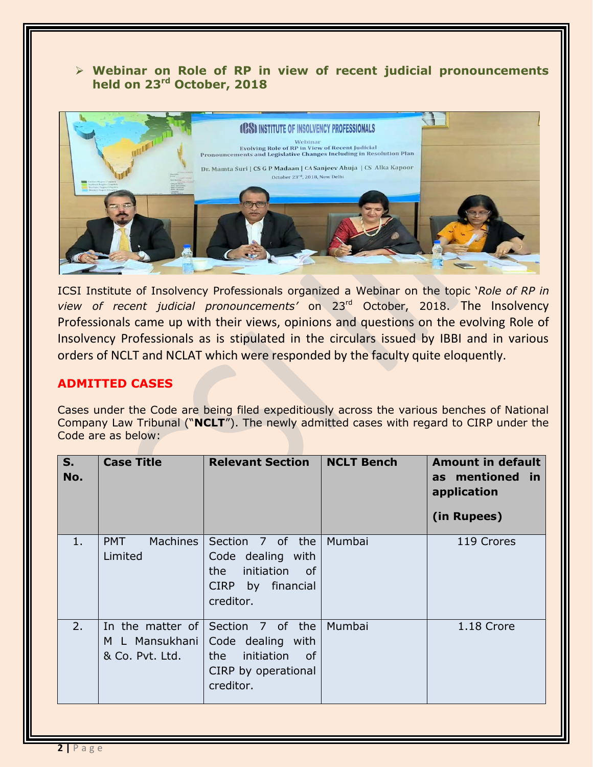- **Webinar on Role of RP in view of recent judicial pronouncements held on 23rd October, 2018**

ICSI Institute of Insolvency Professionals organized a Webinar on the topic '*Role of RP in view of recent judicial pronouncements*' on 23rd October, 2018. The Insolvency Professionals came up with their views, opinions and questions on the evolving Role of Insolvency Professionals as is stipulated in the circulars issued by IBBI and in various orders of NCLT and NCLAT which were responded by the faculty quite eloquently.

## ADMITTED CASES

Cases under the Code are being filed expeditiously across the various benches of National Company Law Tribunal ("**NCLT**"). The newly admitted cases with regard to CIRP under the Code are as below:

| S. No. | Case Title | Relevant Section | NCLT Bench | Amount in default as mentioned in application (in Rupees) |
|---|---|---|---|---|
| 1. | PMT Machines Limited | Section 7 of the Code dealing with the initiation of CIRP by financial creditor. | Mumbai | 119 Crores |
| 2. | In the matter of M L Mansukhani & Co. Pvt. Ltd. | Section 7 of the Code dealing with the initiation of CIRP by operational creditor. | Mumbai | 1.18 Crore |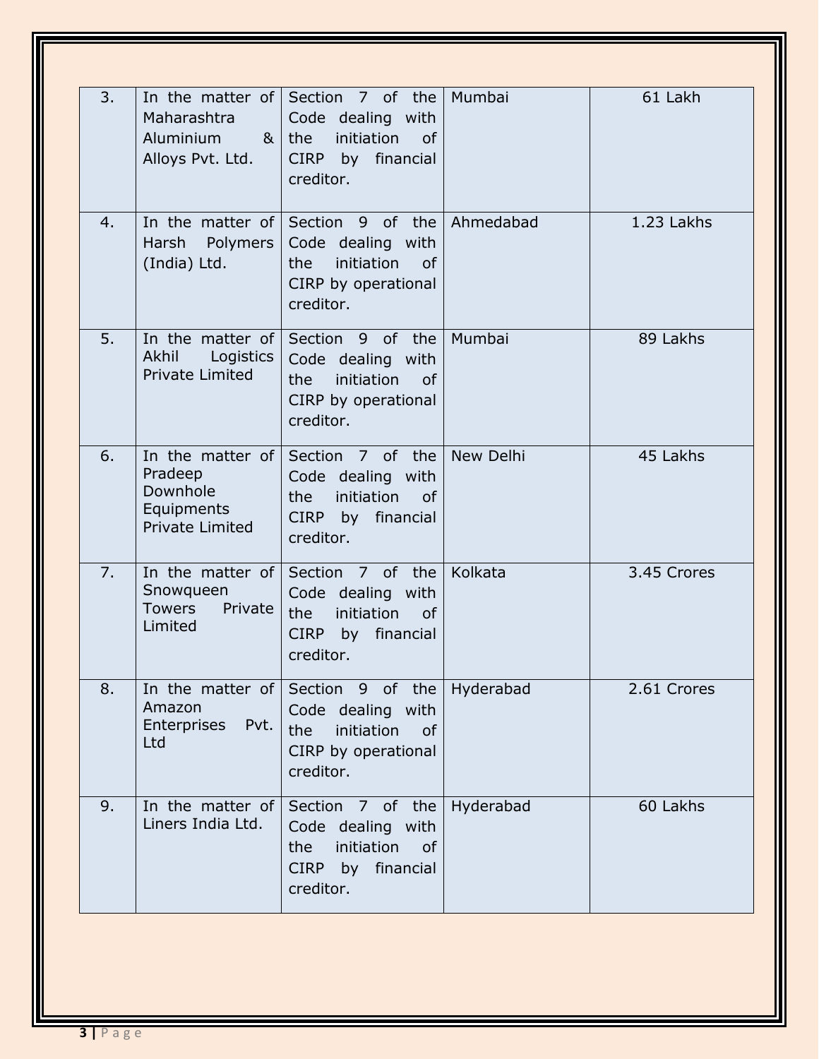| 3. | In the matter of Maharashtra Aluminium & Alloys Pvt. Ltd. | Section 7 of the Code dealing with the initiation of CIRP by financial creditor. | Mumbai | 61 Lakh |
|---|---|---|---|---|
| 4. | In the matter of Harsh Polymers (India) Ltd. | Section 9 of the Code dealing with the initiation of CIRP by operational creditor. | Ahmedabad | 1.23 Lakhs |
| 5. | In the matter of Akhil Logistics Private Limited | Section 9 of the Code dealing with the initiation of CIRP by operational creditor. | Mumbai | 89 Lakhs |
| 6. | In the matter of Pradeep Downhole Equipments Private Limited | Section 7 of the Code dealing with the initiation of CIRP by financial creditor. | New Delhi | 45 Lakhs |
| 7. | In the matter of Snowqueen Towers Private Limited | Section 7 of the Code dealing with the initiation of CIRP by financial creditor. | Kolkata | 3.45 Crores |
| 8. | In the matter of Amazon Enterprises Pvt. Ltd | Section 9 of the Code dealing with the initiation of CIRP by operational creditor. | Hyderabad | 2.61 Crores |
| 9. | In the matter of Liners India Ltd. | Section 7 of the Code dealing with the initiation of CIRP by financial creditor. | Hyderabad | 60 Lakhs |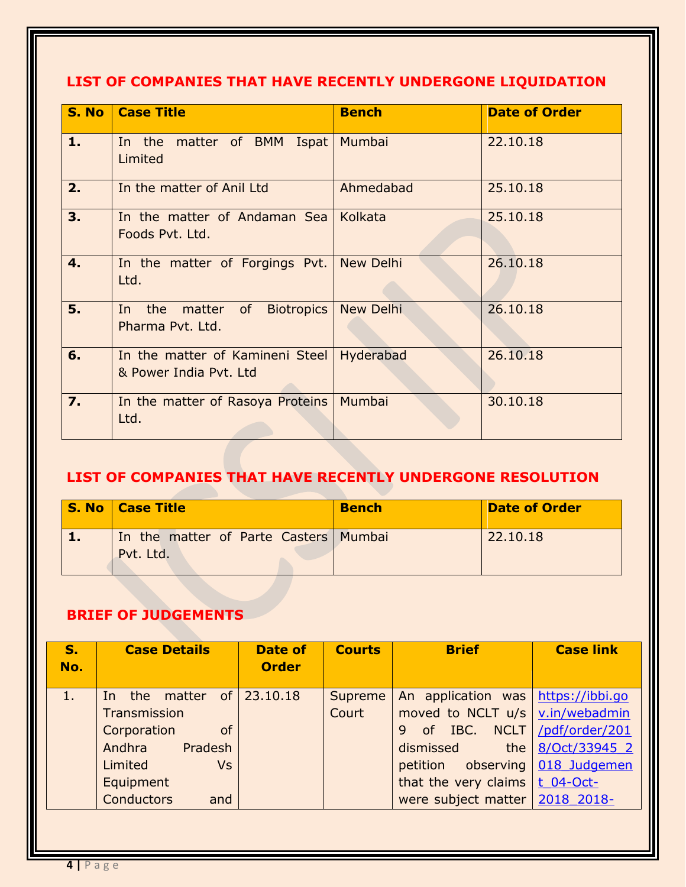## LIST OF COMPANIES THAT HAVE RECENTLY UNDERGONE LIQUIDATION

| S. No | Case Title | Bench | Date of Order |
|---|---|---|---|
| 1. | In the matter of BMM Ispat Limited | Mumbai | 22.10.18 |
| 2. | In the matter of Anil Ltd | Ahmedabad | 25.10.18 |
| 3. | In the matter of Andaman Sea Foods Pvt. Ltd. | Kolkata | 25.10.18 |
| 4. | In the matter of Forgings Pvt. Ltd. | New Delhi | 26.10.18 |
| 5. | In the matter of Biotropics Pharma Pvt. Ltd. | New Delhi | 26.10.18 |
| 6. | In the matter of Kamineni Steel & Power India Pvt. Ltd | Hyderabad | 26.10.18 |
| 7. | In the matter of Rasoya Proteins Ltd. | Mumbai | 30.10.18 |

## LIST OF COMPANIES THAT HAVE RECENTLY UNDERGONE RESOLUTION

| S. No | Case Title | Bench | Date of Order |
|---|---|---|---|
| 1. | In the matter of Parte Casters Pvt. Ltd. | Mumbai | 22.10.18 |

## BRIEF OF JUDGEMENTS

| S. No. | Case Details | Date of Order | Courts | Brief | Case link |
|---|---|---|---|---|---|
| 1. | In the matter of Transmission Corporation of Andhra Pradesh Limited Vs Equipment Conductors and | 23.10.18 | Supreme Court | An application was moved to NCLT u/s 9 of IBC. NCLT dismissed the petition observing that the very claims were subject matter | https://ibbi.gov.in/webadmin/pdf/order/2018/Oct/33945_2018_Judgement_04-Oct-2018_2018- |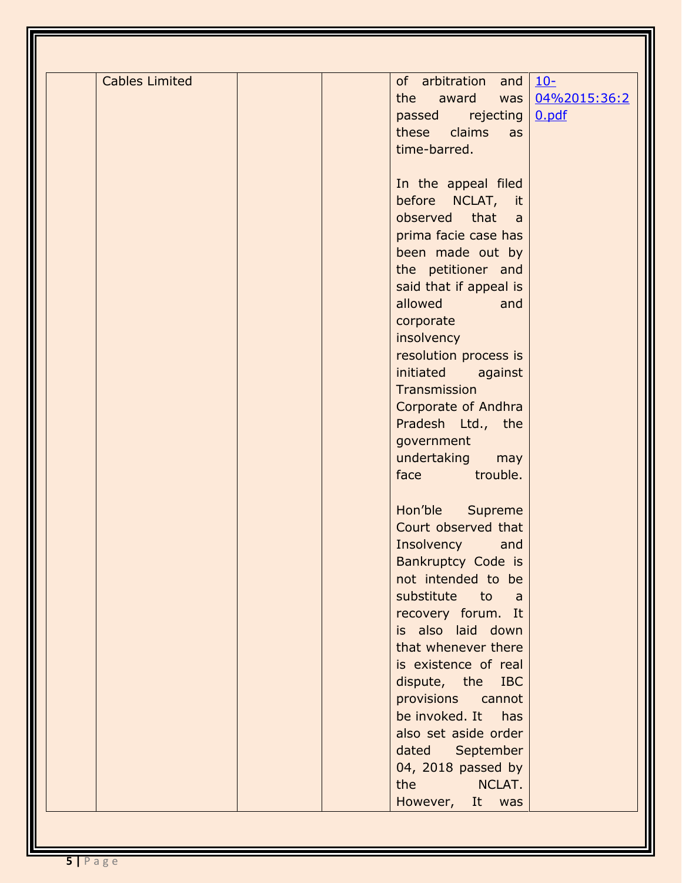| | | | | | |
|---|---|---|---|---|---|
| | Cables Limited | | | of arbitration and the award was passed rejecting these claims as time-barred.<br><br>In the appeal filed before NCLAT, it observed that a prima facie case has been made out by the petitioner and said that if appeal is allowed and corporate insolvency resolution process is initiated against Transmission Corporate of Andhra Pradesh Ltd., the government undertaking may face trouble.<br><br>Hon'ble Supreme Court observed that Insolvency and Bankruptcy Code is not intended to be substitute to a recovery forum. It is also laid down that whenever there is existence of real dispute, the IBC provisions cannot be invoked. It has also set aside order dated September 04, 2018 passed by the NCLAT. However, It was | 10-04%2015:36:20.pdf |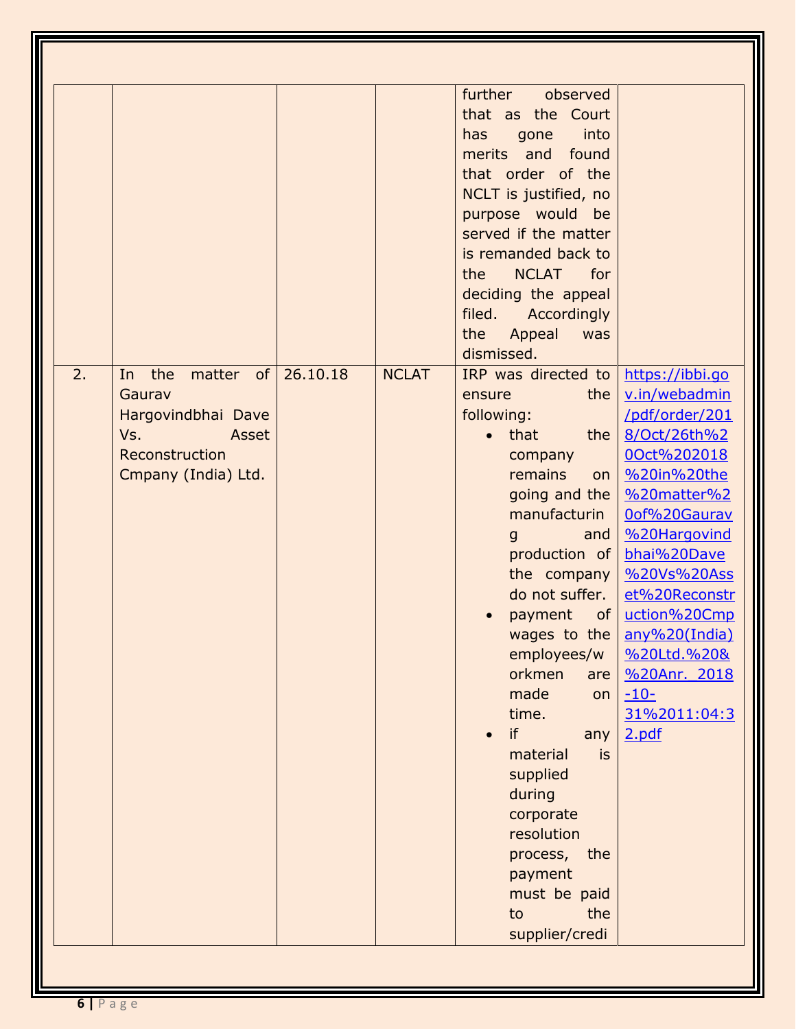| | | | | further observed that as the Court has gone into merits and found that order of the NCLT is justified, no purpose would be served if the matter is remanded back to the NCLAT for deciding the appeal filed. Accordingly the Appeal was dismissed. | |
|---|---|---|---|---|---|
| 2. | In the matter of Gaurav Hargovindbhai Dave Vs. Asset Reconstruction Cmpany (India) Ltd. | 26.10.18 | NCLAT | IRP was directed to ensure the following:<br>• that the company remains on going and the manufacturing and production of the company do not suffer.<br>• payment of wages to the employees/workmen are made on time.<br>• if any material is supplied during corporate resolution process, the payment must be paid to the supplier/credi | https://ibbi.gov.in/webadmin/pdf/order/2018/Oct/26th%20Oct%202018%20in%20the%20matter%20of%20Gaurav%20Hargovindbhai%20Dave%20Vs%20Asset%20Reconstruction%20Cmpany%20(India)%20Ltd.%20&%20Anr._2018-10-31%2011:04:32.pdf |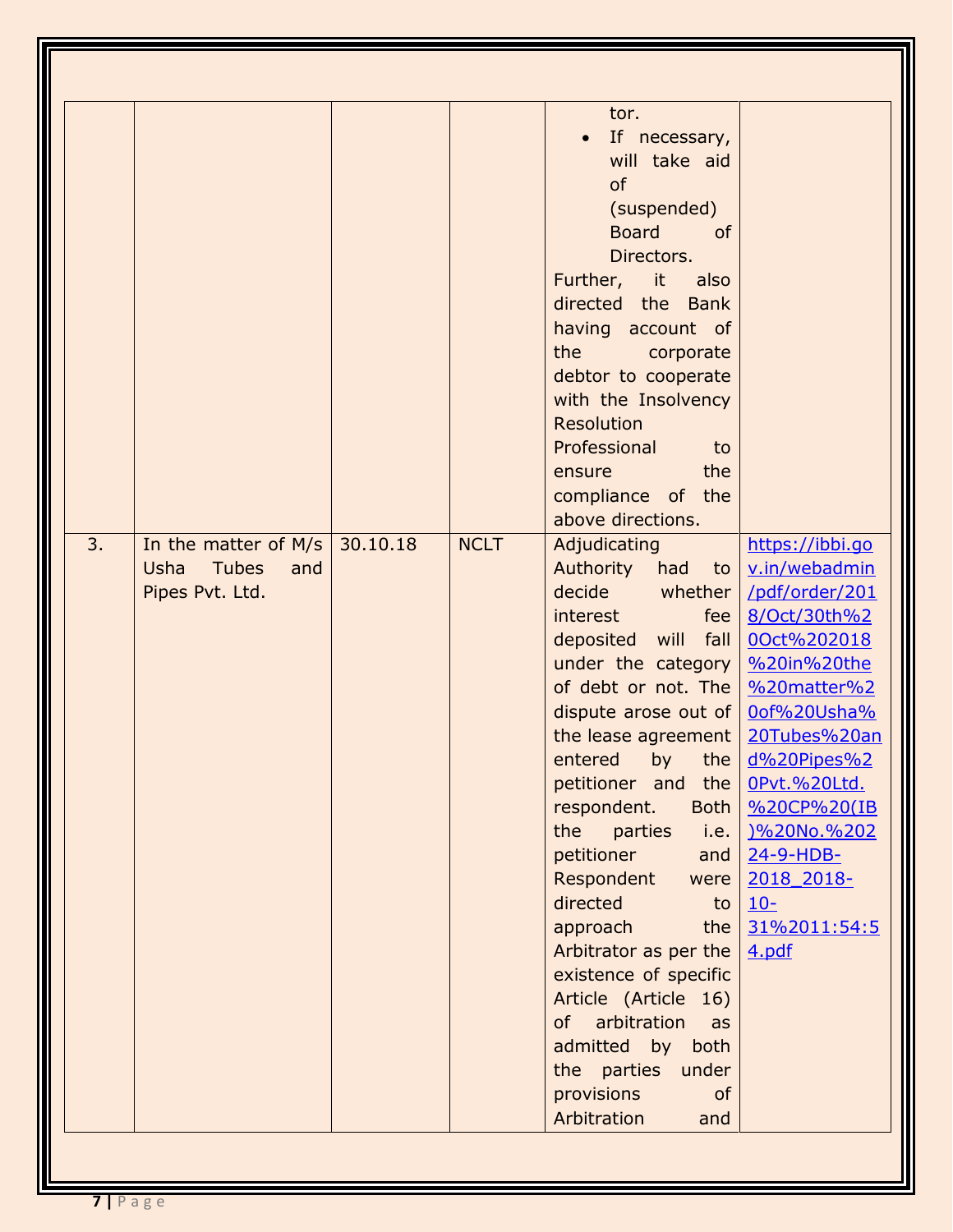| | | | | tor.<br>• If necessary, will take aid of (suspended) Board of Directors.<br>Further, it also directed the Bank having account of the corporate debtor to cooperate with the Insolvency Resolution Professional to ensure the compliance of the above directions. | |
|---|---|---|---|---|---|
| 3. | In the matter of M/s Usha Tubes and Pipes Pvt. Ltd. | 30.10.18 | NCLT | Adjudicating Authority had to decide whether interest fee deposited will fall under the category of debt or not. The dispute arose out of the lease agreement entered by the petitioner and the respondent. Both the parties i.e. petitioner and Respondent were directed to approach the Arbitrator as per the existence of specific Article (Article 16) of arbitration as admitted by both the parties under provisions of Arbitration and | https://ibbi.gov.in/webadmin/pdf/order/2018/Oct/30th%20Oct%202018%20in%20the%20matter%20of%20Usha%20Tubes%20and%20Pipes%20Pvt.%20Ltd.%20CP%20(IB)%20No.%20224-9-HDB-2018_2018-10-31%2011:54:54.pdf |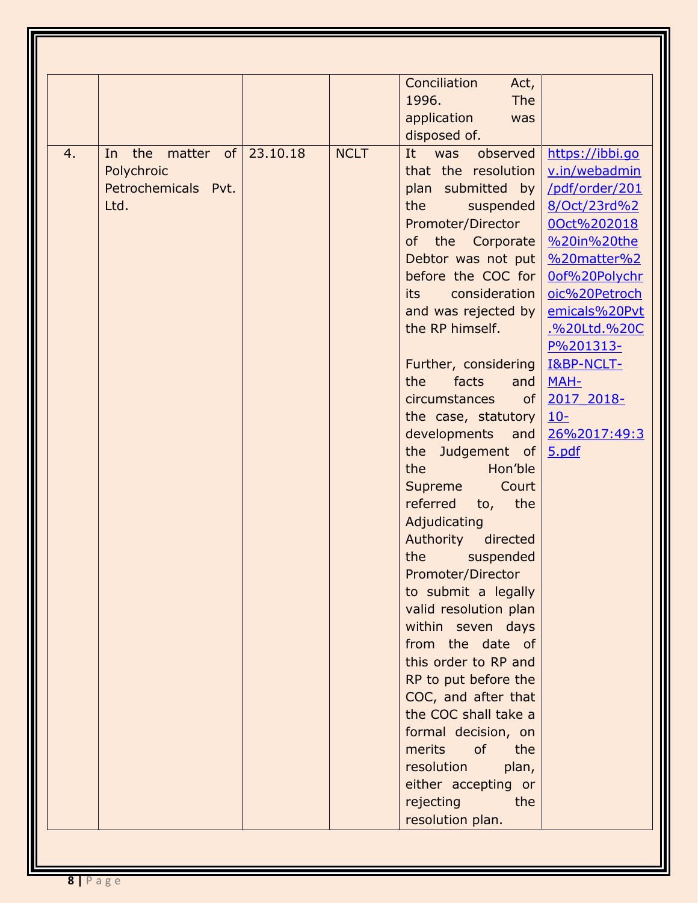| | | | | Conciliation Act, 1996. The application was disposed of. | |
|---|---|---|---|---|---|
| 4. | In the matter of Polychroic Petrochemicals Pvt. Ltd. | 23.10.18 | NCLT | It was observed that the resolution plan submitted by the suspended Promoter/Director of the Corporate Debtor was not put before the COC for its consideration and was rejected by the RP himself.<br><br>Further, considering the facts and circumstances of the case, statutory developments and the Judgement of the Hon'ble Supreme Court referred to, the Adjudicating Authority directed the suspended Promoter/Director to submit a legally valid resolution plan within seven days from the date of this order to RP and RP to put before the COC, and after that the COC shall take a formal decision, on merits of the resolution plan, either accepting or rejecting the resolution plan. | https://ibbi.gov.in/webadmin/pdf/order/2018/Oct/23rd%20Oct%202018%20in%20the%20matter%20of%20Polychroic%20Petrochemicals%20Pvt.%20Ltd.%20CP%201313-I&BP-NCLT-MAH-2017_2018-10-26%2017:49:35.pdf |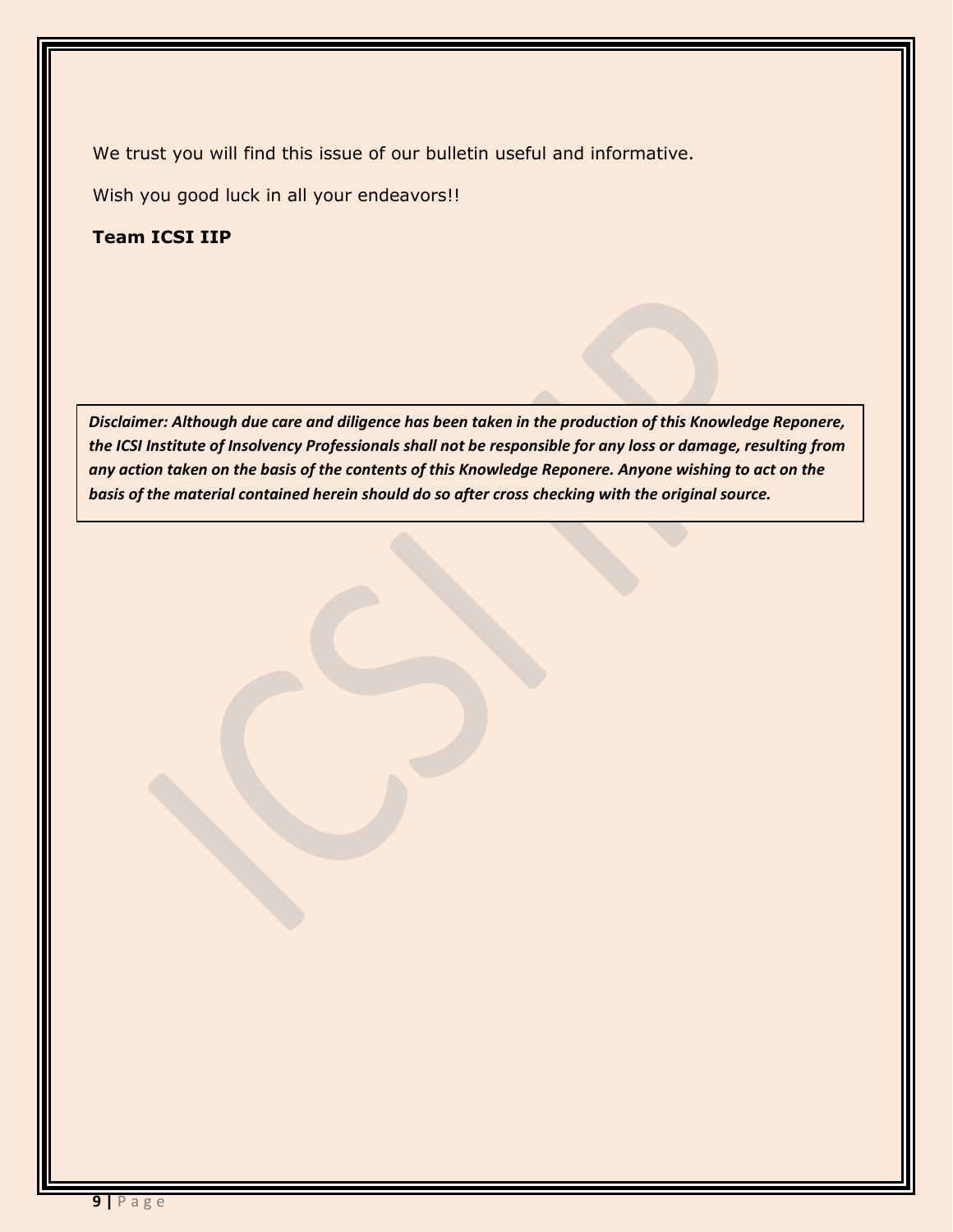We trust you will find this issue of our bulletin useful and informative.

Wish you good luck in all your endeavors!!

**Team ICSI IIP**

***Disclaimer: Although due care and diligence has been taken in the production of this Knowledge Reponere, the ICSI Institute of Insolvency Professionals shall not be responsible for any loss or damage, resulting from any action taken on the basis of the contents of this Knowledge Reponere. Anyone wishing to act on the basis of the material contained herein should do so after cross checking with the original source.***